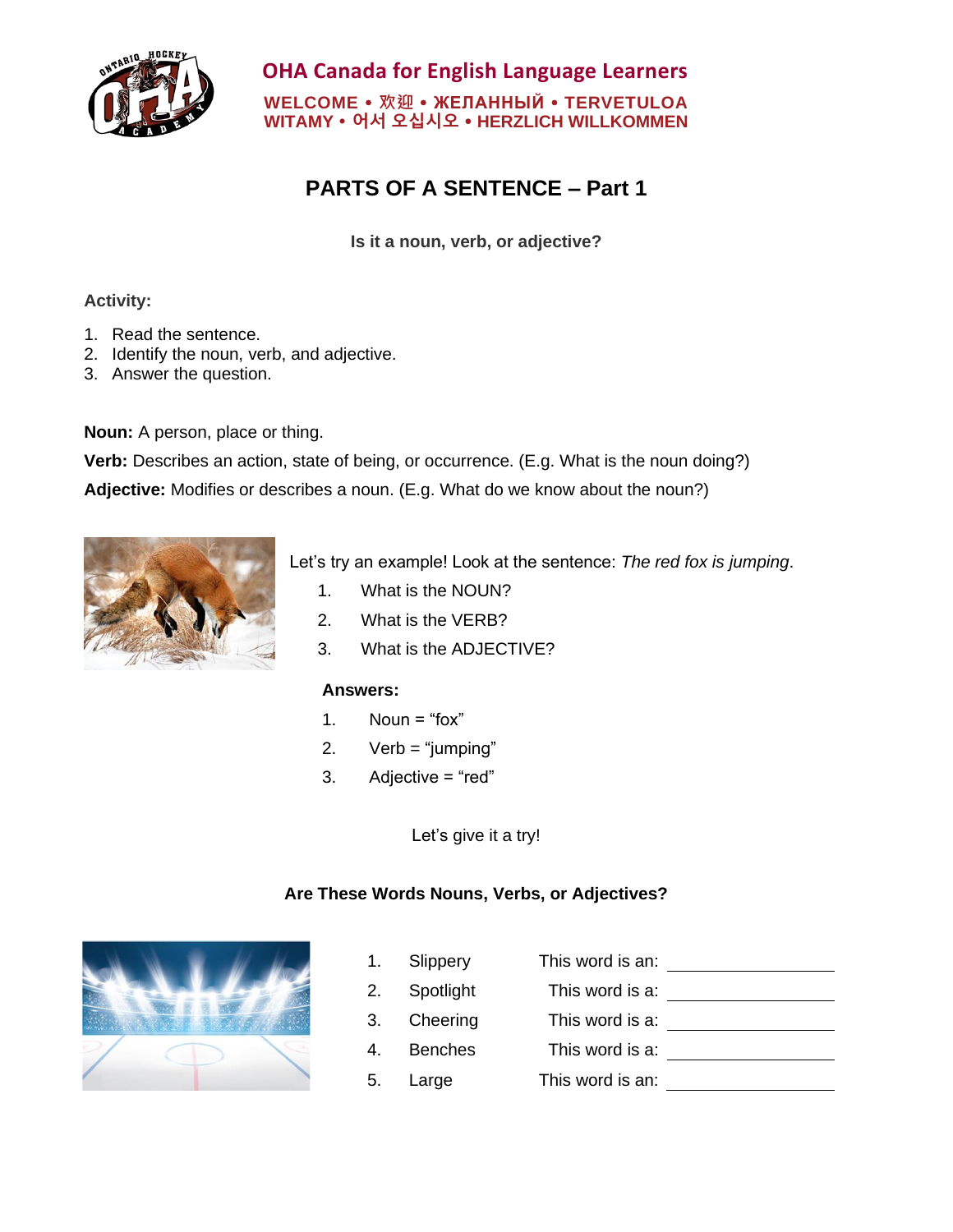**OHA Canada for English Language Learners**

**WELCOME • 欢迎 • ЖЕЛАННЫЙ • TERVETULOA**
**WITAMY • 어서 오십시오 • HERZLICH WILLKOMMEN**

# PARTS OF A SENTENCE – Part 1

**Is it a noun, verb, or adjective?**

**Activity:**

1. Read the sentence.
2. Identify the noun, verb, and adjective.
3. Answer the question.

**Noun:** A person, place or thing.

**Verb:** Describes an action, state of being, or occurrence. (E.g. What is the noun doing?)

**Adjective:** Modifies or describes a noun. (E.g. What do we know about the noun?)

Let's try an example! Look at the sentence: *The red fox is jumping*.

1. What is the NOUN?
2. What is the VERB?
3. What is the ADJECTIVE?

**Answers:**

1. Noun = "fox"
2. Verb = "jumping"
3. Adjective = "red"

Let's give it a try!

**Are These Words Nouns, Verbs, or Adjectives?**

1. Slippery — This word is an: ______________
2. Spotlight — This word is a: ______________
3. Cheering — This word is a: ______________
4. Benches — This word is a: ______________
5. Large — This word is an: ______________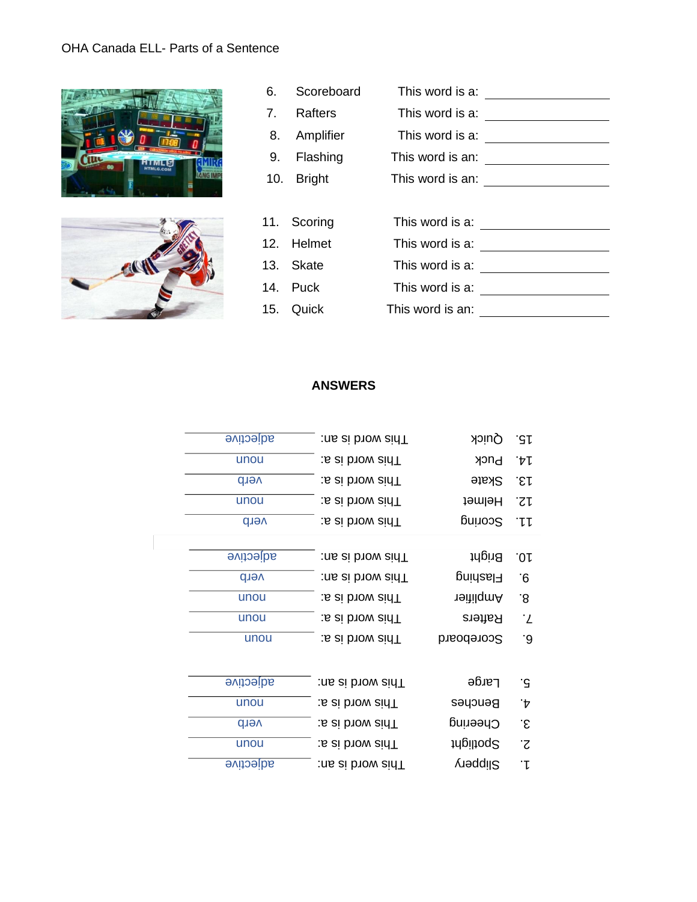OHA Canada ELL- Parts of a Sentence

6. Scoreboard This word is a: \_\_\_\_\_\_\_\_\_\_
7. Rafters This word is a: \_\_\_\_\_\_\_\_\_\_
8. Amplifier This word is a: \_\_\_\_\_\_\_\_\_\_
9. Flashing This word is an: \_\_\_\_\_\_\_\_\_\_
10. Bright This word is an: \_\_\_\_\_\_\_\_\_\_

11. Scoring This word is a: \_\_\_\_\_\_\_\_\_\_
12. Helmet This word is a: \_\_\_\_\_\_\_\_\_\_
13. Skate This word is a: \_\_\_\_\_\_\_\_\_\_
14. Puck This word is a: \_\_\_\_\_\_\_\_\_\_
15. Quick This word is an: \_\_\_\_\_\_\_\_\_\_

**ANSWERS**

1. Slippery This word is an: adjective
2. Spotlight This word is a: noun
3. Cheering This word is a: verb
4. Benches This word is a: noun
5. Large This word is an: adjective

6. Scoreboard This word is a: noun
7. Rafters This word is a: noun
8. Amplifier This word is a: noun
9. Flashing This word is an: verb
10. Bright This word is an: adjective

11. Scoring This word is a: verb
12. Helmet This word is a: noun
13. Skate This word is a: verb
14. Puck This word is a: noun
15. Quick This word is an: adjective